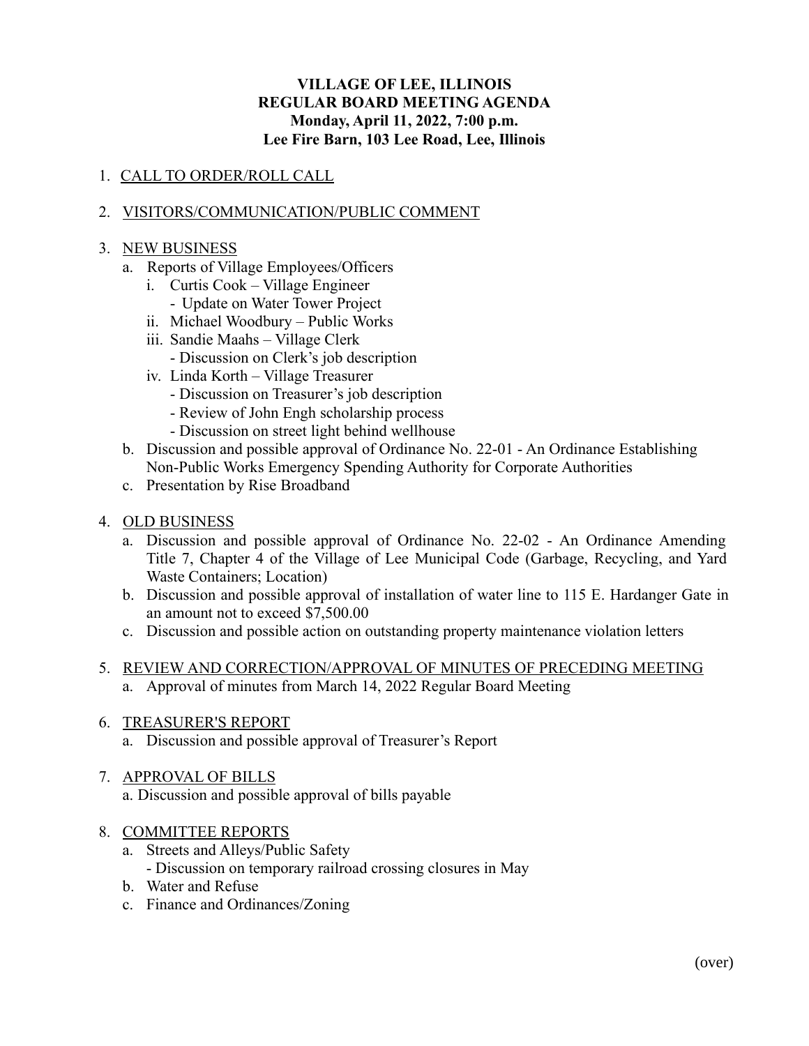# VILLAGE OF LEE, ILLINOIS
## REGULAR BOARD MEETING AGENDA
**Monday, April 11, 2022, 7:00 p.m.**
**Lee Fire Barn, 103 Lee Road, Lee, Illinois**

1. CALL TO ORDER/ROLL CALL

2. VISITORS/COMMUNICATION/PUBLIC COMMENT

3. NEW BUSINESS
   a. Reports of Village Employees/Officers
      i. Curtis Cook – Village Engineer
         - Update on Water Tower Project
      ii. Michael Woodbury – Public Works
      iii. Sandie Maahs – Village Clerk
         - Discussion on Clerk's job description
      iv. Linda Korth – Village Treasurer
         - Discussion on Treasurer's job description
         - Review of John Engh scholarship process
         - Discussion on street light behind wellhouse
   b. Discussion and possible approval of Ordinance No. 22-01 - An Ordinance Establishing Non-Public Works Emergency Spending Authority for Corporate Authorities
   c. Presentation by Rise Broadband

4. OLD BUSINESS
   a. Discussion and possible approval of Ordinance No. 22-02 - An Ordinance Amending Title 7, Chapter 4 of the Village of Lee Municipal Code (Garbage, Recycling, and Yard Waste Containers; Location)
   b. Discussion and possible approval of installation of water line to 115 E. Hardanger Gate in an amount not to exceed $7,500.00
   c. Discussion and possible action on outstanding property maintenance violation letters

5. REVIEW AND CORRECTION/APPROVAL OF MINUTES OF PRECEDING MEETING
   a. Approval of minutes from March 14, 2022 Regular Board Meeting

6. TREASURER'S REPORT
   a. Discussion and possible approval of Treasurer's Report

7. APPROVAL OF BILLS
   a. Discussion and possible approval of bills payable

8. COMMITTEE REPORTS
   a. Streets and Alleys/Public Safety
      - Discussion on temporary railroad crossing closures in May
   b. Water and Refuse
   c. Finance and Ordinances/Zoning

(over)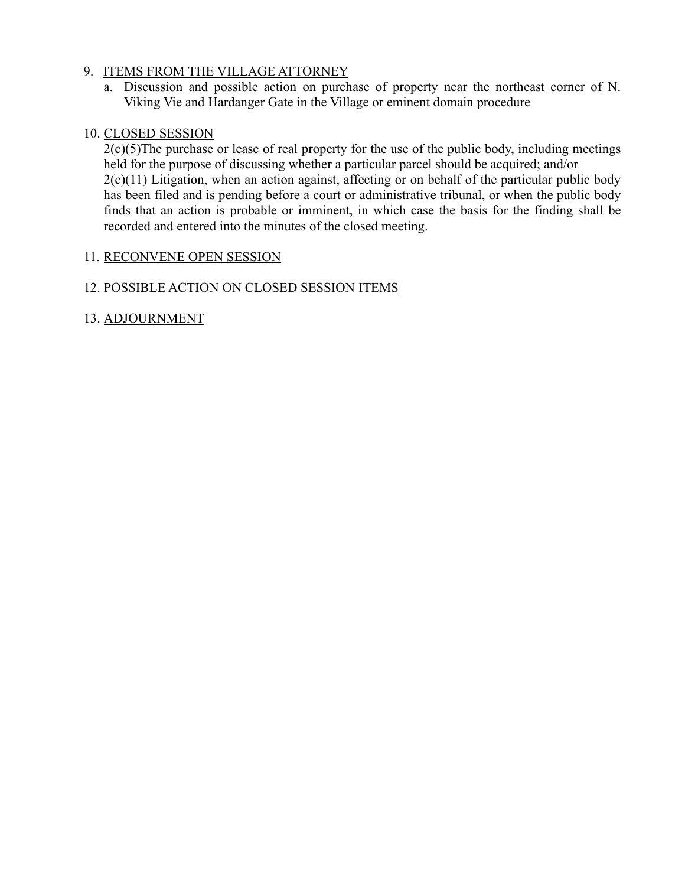9. ITEMS FROM THE VILLAGE ATTORNEY
   a. Discussion and possible action on purchase of property near the northeast corner of N. Viking Vie and Hardanger Gate in the Village or eminent domain procedure

10. CLOSED SESSION

    2(c)(5)The purchase or lease of real property for the use of the public body, including meetings held for the purpose of discussing whether a particular parcel should be acquired; and/or

    2(c)(11) Litigation, when an action against, affecting or on behalf of the particular public body has been filed and is pending before a court or administrative tribunal, or when the public body finds that an action is probable or imminent, in which case the basis for the finding shall be recorded and entered into the minutes of the closed meeting.

11. RECONVENE OPEN SESSION

12. POSSIBLE ACTION ON CLOSED SESSION ITEMS

13. ADJOURNMENT